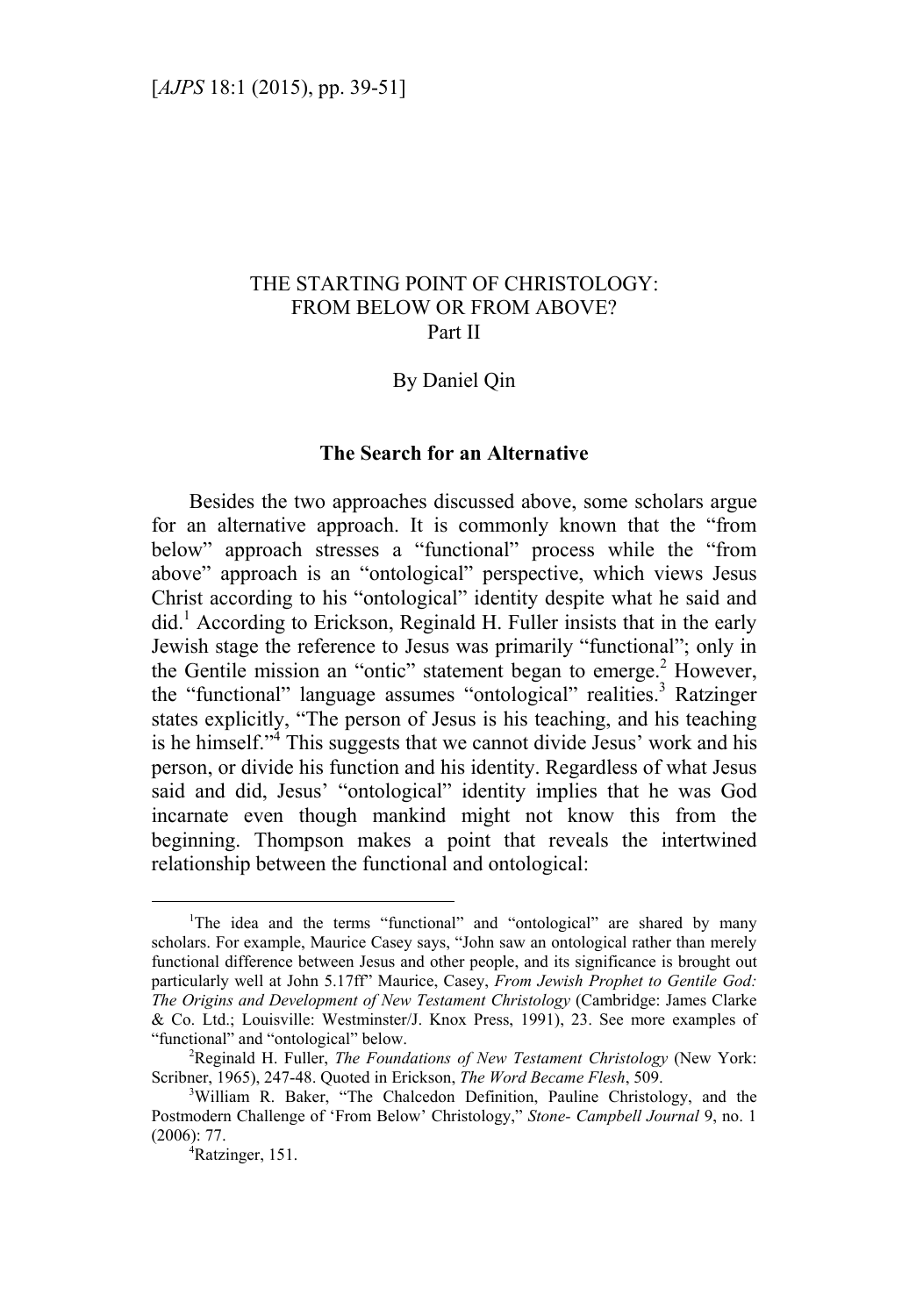# THE STARTING POINT OF CHRISTOLOGY: FROM BELOW OR FROM ABOVE? Part II

By Daniel Qin

## The Search for an Alternative

Besides the two approaches discussed above, some scholars argue for an alternative approach. It is commonly known that the "from below" approach stresses a "functional" process while the "from above" approach is an "ontological" perspective, which views Jesus Christ according to his "ontological" identity despite what he said and did.[1] According to Erickson, Reginald H. Fuller insists that in the early Jewish stage the reference to Jesus was primarily "functional"; only in the Gentile mission an "ontic" statement began to emerge.[2] However, the "functional" language assumes "ontological" realities.[3] Ratzinger states explicitly, "The person of Jesus is his teaching, and his teaching is he himself."[4] This suggests that we cannot divide Jesus' work and his person, or divide his function and his identity. Regardless of what Jesus said and did, Jesus' "ontological" identity implies that he was God incarnate even though mankind might not know this from the beginning. Thompson makes a point that reveals the intertwined relationship between the functional and ontological:

---

[1] The idea and the terms "functional" and "ontological" are shared by many scholars. For example, Maurice Casey says, "John saw an ontological rather than merely functional difference between Jesus and other people, and its significance is brought out particularly well at John 5.17ff" Maurice, Casey, *From Jewish Prophet to Gentile God: The Origins and Development of New Testament Christology* (Cambridge: James Clarke & Co. Ltd.; Louisville: Westminster/J. Knox Press, 1991), 23. See more examples of "functional" and "ontological" below.

[2] Reginald H. Fuller, *The Foundations of New Testament Christology* (New York: Scribner, 1965), 247-48. Quoted in Erickson, *The Word Became Flesh*, 509.

[3] William R. Baker, "The Chalcedon Definition, Pauline Christology, and the Postmodern Challenge of 'From Below' Christology," *Stone- Campbell Journal* 9, no. 1 (2006): 77.

[4] Ratzinger, 151.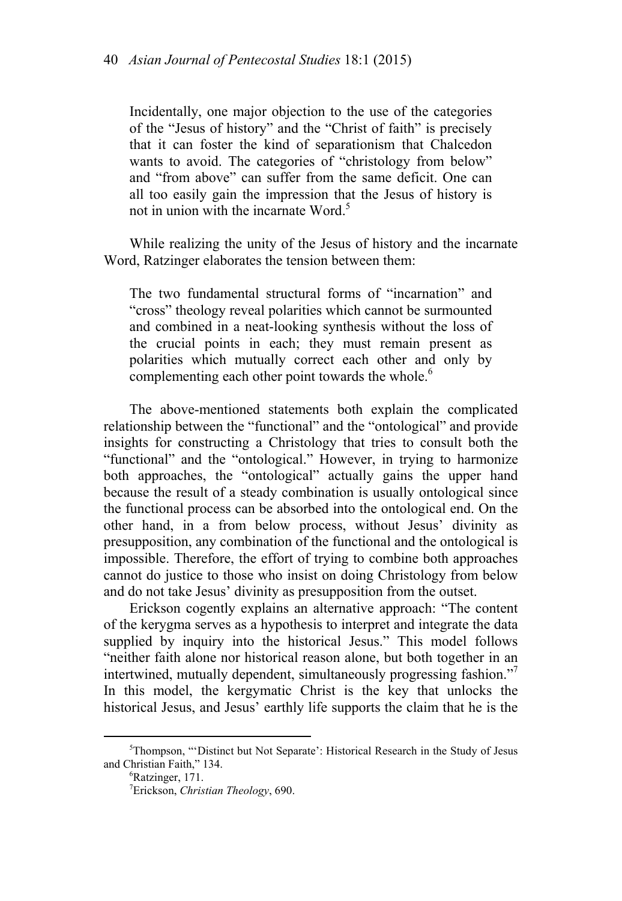> Incidentally, one major objection to the use of the categories of the "Jesus of history" and the "Christ of faith" is precisely that it can foster the kind of separationism that Chalcedon wants to avoid. The categories of "christology from below" and "from above" can suffer from the same deficit. One can all too easily gain the impression that the Jesus of history is not in union with the incarnate Word.[5]

While realizing the unity of the Jesus of history and the incarnate Word, Ratzinger elaborates the tension between them:

> The two fundamental structural forms of "incarnation" and "cross" theology reveal polarities which cannot be surmounted and combined in a neat-looking synthesis without the loss of the crucial points in each; they must remain present as polarities which mutually correct each other and only by complementing each other point towards the whole.[6]

The above-mentioned statements both explain the complicated relationship between the "functional" and the "ontological" and provide insights for constructing a Christology that tries to consult both the "functional" and the "ontological." However, in trying to harmonize both approaches, the "ontological" actually gains the upper hand because the result of a steady combination is usually ontological since the functional process can be absorbed into the ontological end. On the other hand, in a from below process, without Jesus' divinity as presupposition, any combination of the functional and the ontological is impossible. Therefore, the effort of trying to combine both approaches cannot do justice to those who insist on doing Christology from below and do not take Jesus' divinity as presupposition from the outset.

Erickson cogently explains an alternative approach: "The content of the kerygma serves as a hypothesis to interpret and integrate the data supplied by inquiry into the historical Jesus." This model follows "neither faith alone nor historical reason alone, but both together in an intertwined, mutually dependent, simultaneously progressing fashion."[7] In this model, the kergymatic Christ is the key that unlocks the historical Jesus, and Jesus' earthly life supports the claim that he is the

---

[5] Thompson, "'Distinct but Not Separate': Historical Research in the Study of Jesus and Christian Faith," 134.

[6] Ratzinger, 171.

[7] Erickson, *Christian Theology*, 690.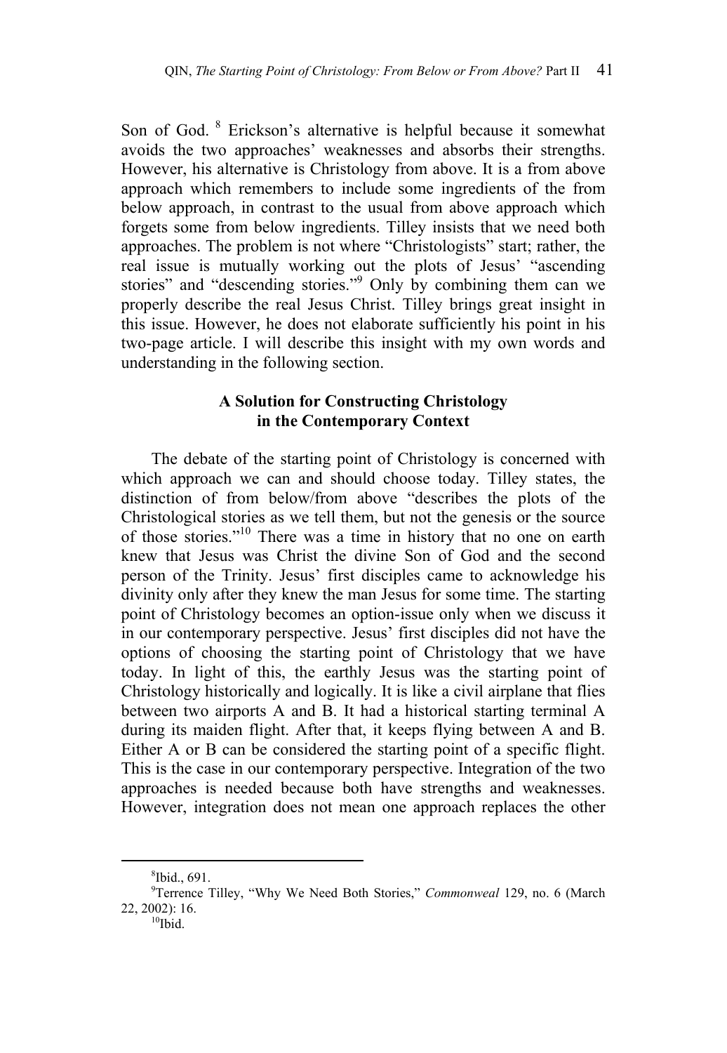Son of God. [8] Erickson's alternative is helpful because it somewhat avoids the two approaches' weaknesses and absorbs their strengths. However, his alternative is Christology from above. It is a from above approach which remembers to include some ingredients of the from below approach, in contrast to the usual from above approach which forgets some from below ingredients. Tilley insists that we need both approaches. The problem is not where "Christologists" start; rather, the real issue is mutually working out the plots of Jesus' "ascending stories" and "descending stories."[9] Only by combining them can we properly describe the real Jesus Christ. Tilley brings great insight in this issue. However, he does not elaborate sufficiently his point in his two-page article. I will describe this insight with my own words and understanding in the following section.

## A Solution for Constructing Christology in the Contemporary Context

The debate of the starting point of Christology is concerned with which approach we can and should choose today. Tilley states, the distinction of from below/from above "describes the plots of the Christological stories as we tell them, but not the genesis or the source of those stories."[10] There was a time in history that no one on earth knew that Jesus was Christ the divine Son of God and the second person of the Trinity. Jesus' first disciples came to acknowledge his divinity only after they knew the man Jesus for some time. The starting point of Christology becomes an option-issue only when we discuss it in our contemporary perspective. Jesus' first disciples did not have the options of choosing the starting point of Christology that we have today. In light of this, the earthly Jesus was the starting point of Christology historically and logically. It is like a civil airplane that flies between two airports A and B. It had a historical starting terminal A during its maiden flight. After that, it keeps flying between A and B. Either A or B can be considered the starting point of a specific flight. This is the case in our contemporary perspective. Integration of the two approaches is needed because both have strengths and weaknesses. However, integration does not mean one approach replaces the other

---

[8] Ibid., 691.

[9] Terrence Tilley, "Why We Need Both Stories," *Commonweal* 129, no. 6 (March 22, 2002): 16.

[10] Ibid.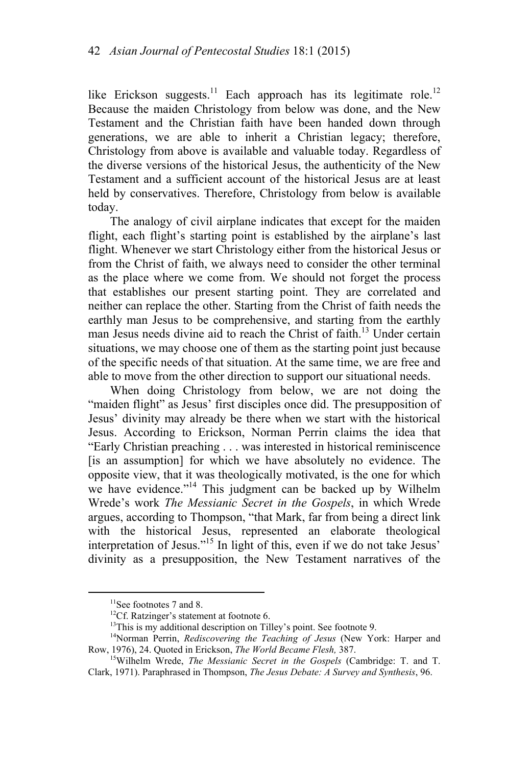like Erickson suggests.[11] Each approach has its legitimate role.[12] Because the maiden Christology from below was done, and the New Testament and the Christian faith have been handed down through generations, we are able to inherit a Christian legacy; therefore, Christology from above is available and valuable today. Regardless of the diverse versions of the historical Jesus, the authenticity of the New Testament and a sufficient account of the historical Jesus are at least held by conservatives. Therefore, Christology from below is available today.

The analogy of civil airplane indicates that except for the maiden flight, each flight's starting point is established by the airplane's last flight. Whenever we start Christology either from the historical Jesus or from the Christ of faith, we always need to consider the other terminal as the place where we come from. We should not forget the process that establishes our present starting point. They are correlated and neither can replace the other. Starting from the Christ of faith needs the earthly man Jesus to be comprehensive, and starting from the earthly man Jesus needs divine aid to reach the Christ of faith.[13] Under certain situations, we may choose one of them as the starting point just because of the specific needs of that situation. At the same time, we are free and able to move from the other direction to support our situational needs.

When doing Christology from below, we are not doing the "maiden flight" as Jesus' first disciples once did. The presupposition of Jesus' divinity may already be there when we start with the historical Jesus. According to Erickson, Norman Perrin claims the idea that "Early Christian preaching . . . was interested in historical reminiscence [is an assumption] for which we have absolutely no evidence. The opposite view, that it was theologically motivated, is the one for which we have evidence."[14] This judgment can be backed up by Wilhelm Wrede's work *The Messianic Secret in the Gospels*, in which Wrede argues, according to Thompson, "that Mark, far from being a direct link with the historical Jesus, represented an elaborate theological interpretation of Jesus."[15] In light of this, even if we do not take Jesus' divinity as a presupposition, the New Testament narratives of the

---

[11]See footnotes 7 and 8.

[12]Cf. Ratzinger's statement at footnote 6.

[13]This is my additional description on Tilley's point. See footnote 9.

[14]Norman Perrin, *Rediscovering the Teaching of Jesus* (New York: Harper and Row, 1976), 24. Quoted in Erickson, *The World Became Flesh,* 387.

[15]Wilhelm Wrede, *The Messianic Secret in the Gospels* (Cambridge: T. and T. Clark, 1971). Paraphrased in Thompson, *The Jesus Debate: A Survey and Synthesis*, 96.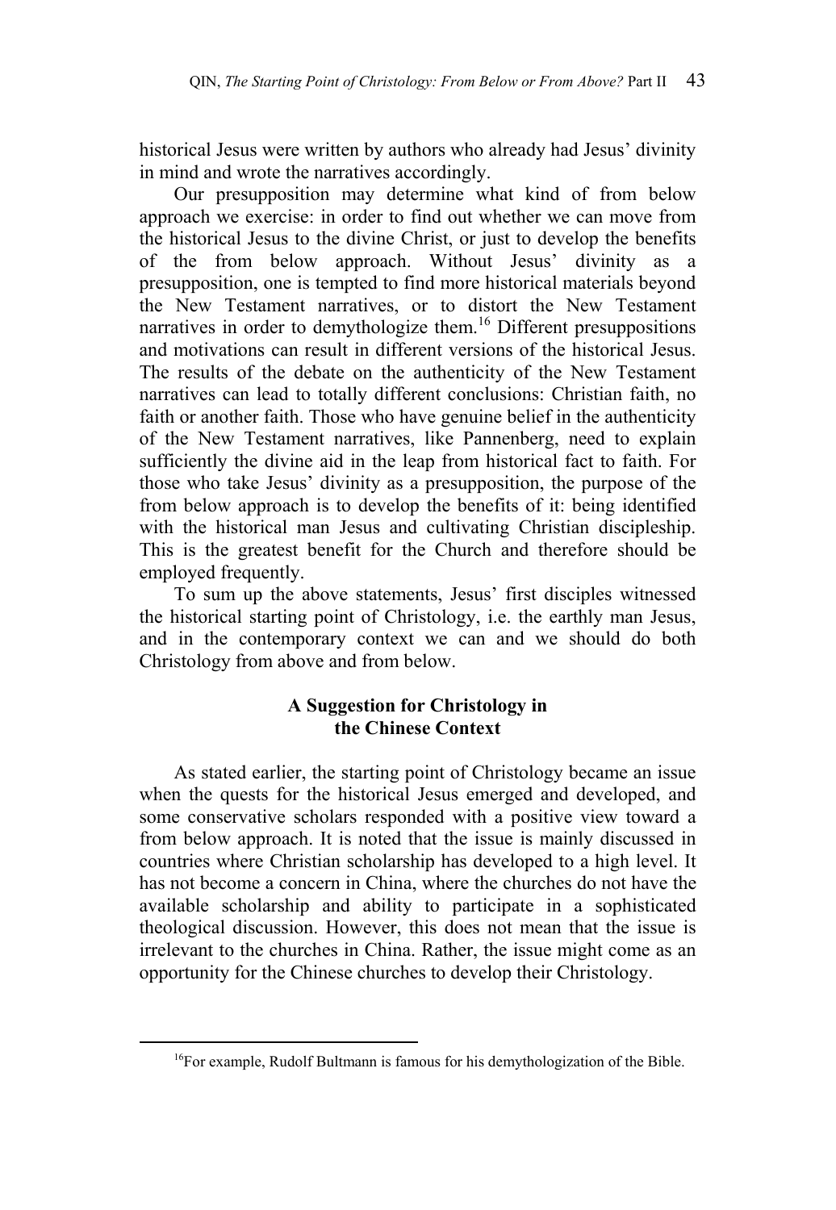historical Jesus were written by authors who already had Jesus' divinity in mind and wrote the narratives accordingly.

Our presupposition may determine what kind of from below approach we exercise: in order to find out whether we can move from the historical Jesus to the divine Christ, or just to develop the benefits of the from below approach. Without Jesus' divinity as a presupposition, one is tempted to find more historical materials beyond the New Testament narratives, or to distort the New Testament narratives in order to demythologize them.[16] Different presuppositions and motivations can result in different versions of the historical Jesus. The results of the debate on the authenticity of the New Testament narratives can lead to totally different conclusions: Christian faith, no faith or another faith. Those who have genuine belief in the authenticity of the New Testament narratives, like Pannenberg, need to explain sufficiently the divine aid in the leap from historical fact to faith. For those who take Jesus' divinity as a presupposition, the purpose of the from below approach is to develop the benefits of it: being identified with the historical man Jesus and cultivating Christian discipleship. This is the greatest benefit for the Church and therefore should be employed frequently.

To sum up the above statements, Jesus' first disciples witnessed the historical starting point of Christology, i.e. the earthly man Jesus, and in the contemporary context we can and we should do both Christology from above and from below.

## A Suggestion for Christology in the Chinese Context

As stated earlier, the starting point of Christology became an issue when the quests for the historical Jesus emerged and developed, and some conservative scholars responded with a positive view toward a from below approach. It is noted that the issue is mainly discussed in countries where Christian scholarship has developed to a high level. It has not become a concern in China, where the churches do not have the available scholarship and ability to participate in a sophisticated theological discussion. However, this does not mean that the issue is irrelevant to the churches in China. Rather, the issue might come as an opportunity for the Chinese churches to develop their Christology.

[16]For example, Rudolf Bultmann is famous for his demythologization of the Bible.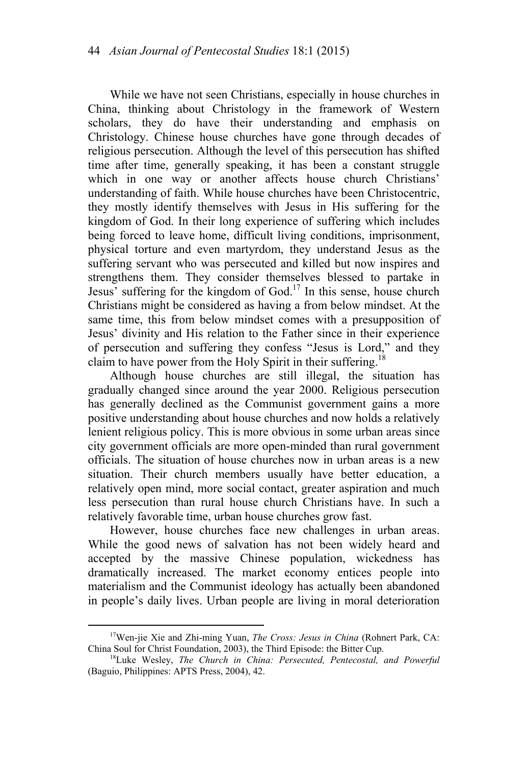While we have not seen Christians, especially in house churches in China, thinking about Christology in the framework of Western scholars, they do have their understanding and emphasis on Christology. Chinese house churches have gone through decades of religious persecution. Although the level of this persecution has shifted time after time, generally speaking, it has been a constant struggle which in one way or another affects house church Christians' understanding of faith. While house churches have been Christocentric, they mostly identify themselves with Jesus in His suffering for the kingdom of God. In their long experience of suffering which includes being forced to leave home, difficult living conditions, imprisonment, physical torture and even martyrdom, they understand Jesus as the suffering servant who was persecuted and killed but now inspires and strengthens them. They consider themselves blessed to partake in Jesus' suffering for the kingdom of God.[17] In this sense, house church Christians might be considered as having a from below mindset. At the same time, this from below mindset comes with a presupposition of Jesus' divinity and His relation to the Father since in their experience of persecution and suffering they confess "Jesus is Lord," and they claim to have power from the Holy Spirit in their suffering.[18]

Although house churches are still illegal, the situation has gradually changed since around the year 2000. Religious persecution has generally declined as the Communist government gains a more positive understanding about house churches and now holds a relatively lenient religious policy. This is more obvious in some urban areas since city government officials are more open-minded than rural government officials. The situation of house churches now in urban areas is a new situation. Their church members usually have better education, a relatively open mind, more social contact, greater aspiration and much less persecution than rural house church Christians have. In such a relatively favorable time, urban house churches grow fast.

However, house churches face new challenges in urban areas. While the good news of salvation has not been widely heard and accepted by the massive Chinese population, wickedness has dramatically increased. The market economy entices people into materialism and the Communist ideology has actually been abandoned in people's daily lives. Urban people are living in moral deterioration

---

[17] Wen-jie Xie and Zhi-ming Yuan, *The Cross: Jesus in China* (Rohnert Park, CA: China Soul for Christ Foundation, 2003), the Third Episode: the Bitter Cup.

[18] Luke Wesley, *The Church in China: Persecuted, Pentecostal, and Powerful* (Baguio, Philippines: APTS Press, 2004), 42.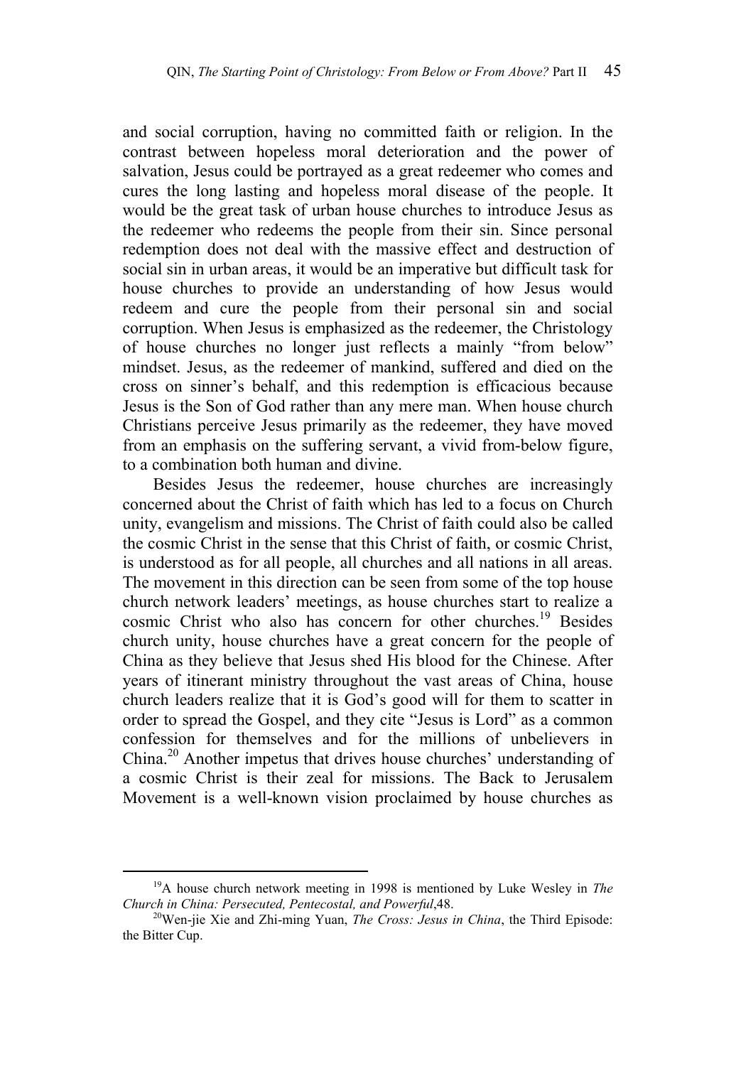and social corruption, having no committed faith or religion. In the contrast between hopeless moral deterioration and the power of salvation, Jesus could be portrayed as a great redeemer who comes and cures the long lasting and hopeless moral disease of the people. It would be the great task of urban house churches to introduce Jesus as the redeemer who redeems the people from their sin. Since personal redemption does not deal with the massive effect and destruction of social sin in urban areas, it would be an imperative but difficult task for house churches to provide an understanding of how Jesus would redeem and cure the people from their personal sin and social corruption. When Jesus is emphasized as the redeemer, the Christology of house churches no longer just reflects a mainly "from below" mindset. Jesus, as the redeemer of mankind, suffered and died on the cross on sinner's behalf, and this redemption is efficacious because Jesus is the Son of God rather than any mere man. When house church Christians perceive Jesus primarily as the redeemer, they have moved from an emphasis on the suffering servant, a vivid from-below figure, to a combination both human and divine.

Besides Jesus the redeemer, house churches are increasingly concerned about the Christ of faith which has led to a focus on Church unity, evangelism and missions. The Christ of faith could also be called the cosmic Christ in the sense that this Christ of faith, or cosmic Christ, is understood as for all people, all churches and all nations in all areas. The movement in this direction can be seen from some of the top house church network leaders' meetings, as house churches start to realize a cosmic Christ who also has concern for other churches.[19] Besides church unity, house churches have a great concern for the people of China as they believe that Jesus shed His blood for the Chinese. After years of itinerant ministry throughout the vast areas of China, house church leaders realize that it is God's good will for them to scatter in order to spread the Gospel, and they cite "Jesus is Lord" as a common confession for themselves and for the millions of unbelievers in China.[20] Another impetus that drives house churches' understanding of a cosmic Christ is their zeal for missions. The Back to Jerusalem Movement is a well-known vision proclaimed by house churches as

---

[19] A house church network meeting in 1998 is mentioned by Luke Wesley in *The Church in China: Persecuted, Pentecostal, and Powerful*,48.

[20] Wen-jie Xie and Zhi-ming Yuan, *The Cross: Jesus in China*, the Third Episode: the Bitter Cup.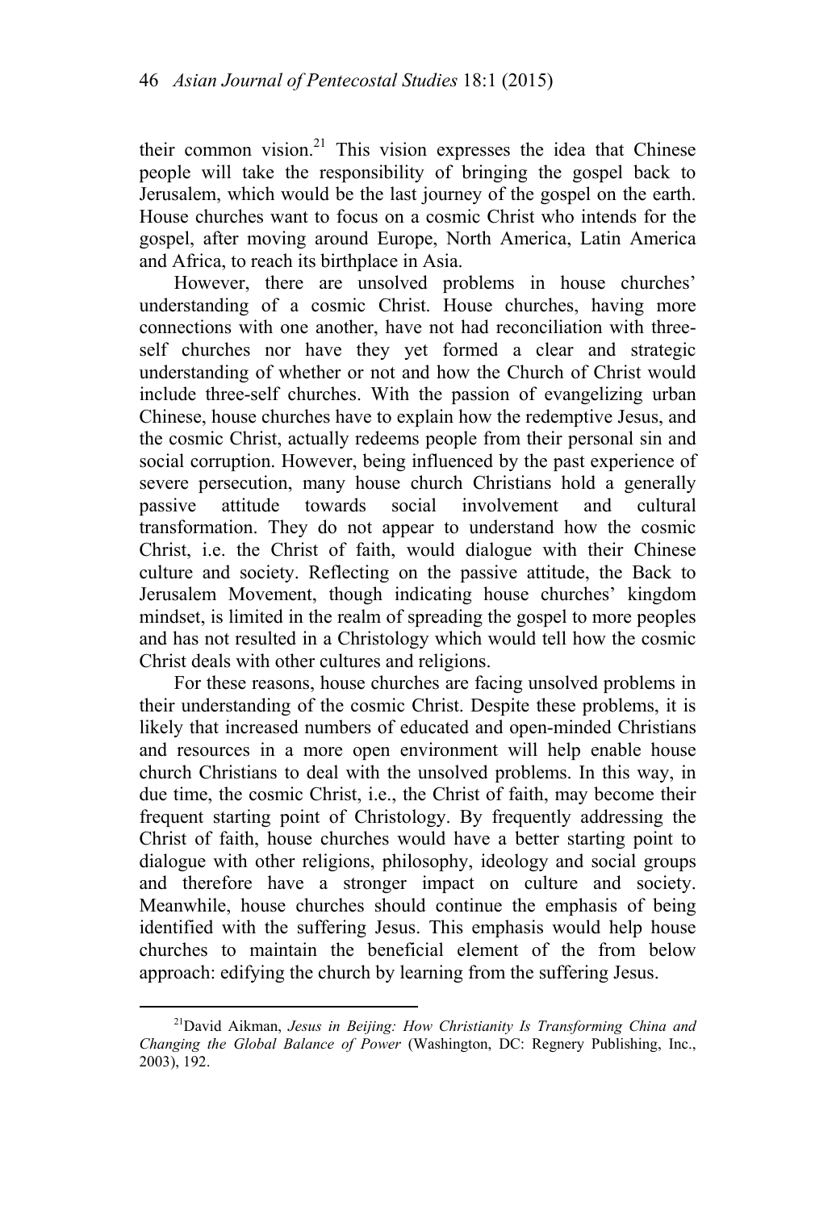their common vision.[21] This vision expresses the idea that Chinese people will take the responsibility of bringing the gospel back to Jerusalem, which would be the last journey of the gospel on the earth. House churches want to focus on a cosmic Christ who intends for the gospel, after moving around Europe, North America, Latin America and Africa, to reach its birthplace in Asia.

However, there are unsolved problems in house churches' understanding of a cosmic Christ. House churches, having more connections with one another, have not had reconciliation with three-self churches nor have they yet formed a clear and strategic understanding of whether or not and how the Church of Christ would include three-self churches. With the passion of evangelizing urban Chinese, house churches have to explain how the redemptive Jesus, and the cosmic Christ, actually redeems people from their personal sin and social corruption. However, being influenced by the past experience of severe persecution, many house church Christians hold a generally passive attitude towards social involvement and cultural transformation. They do not appear to understand how the cosmic Christ, i.e. the Christ of faith, would dialogue with their Chinese culture and society. Reflecting on the passive attitude, the Back to Jerusalem Movement, though indicating house churches' kingdom mindset, is limited in the realm of spreading the gospel to more peoples and has not resulted in a Christology which would tell how the cosmic Christ deals with other cultures and religions.

For these reasons, house churches are facing unsolved problems in their understanding of the cosmic Christ. Despite these problems, it is likely that increased numbers of educated and open-minded Christians and resources in a more open environment will help enable house church Christians to deal with the unsolved problems. In this way, in due time, the cosmic Christ, i.e., the Christ of faith, may become their frequent starting point of Christology. By frequently addressing the Christ of faith, house churches would have a better starting point to dialogue with other religions, philosophy, ideology and social groups and therefore have a stronger impact on culture and society. Meanwhile, house churches should continue the emphasis of being identified with the suffering Jesus. This emphasis would help house churches to maintain the beneficial element of the from below approach: edifying the church by learning from the suffering Jesus.

---

[21] David Aikman, *Jesus in Beijing: How Christianity Is Transforming China and Changing the Global Balance of Power* (Washington, DC: Regnery Publishing, Inc., 2003), 192.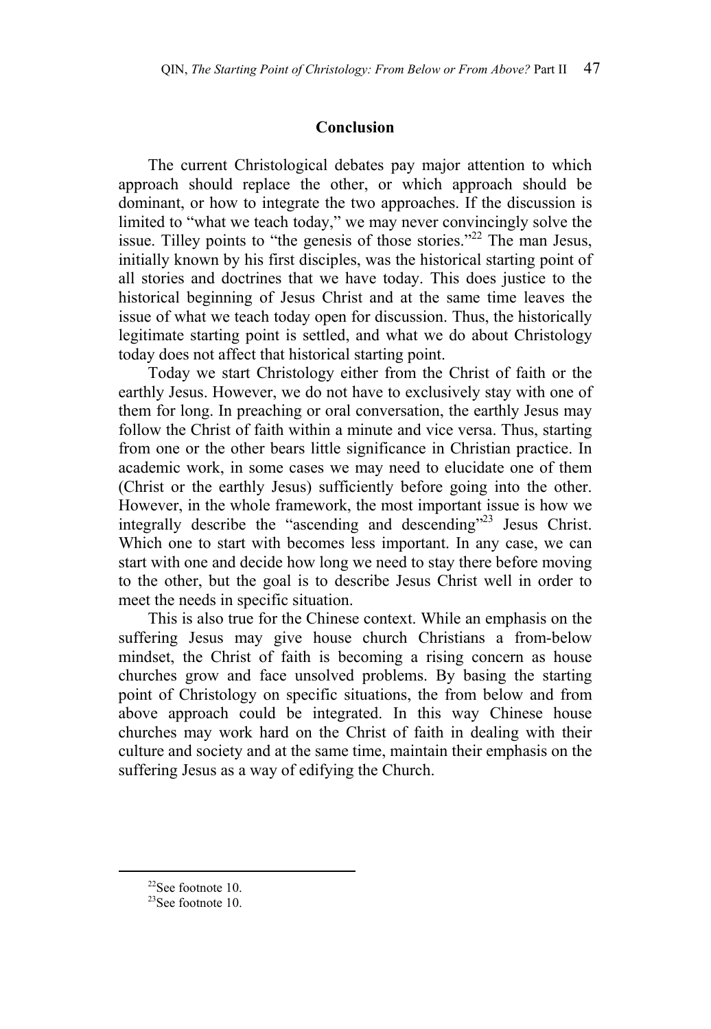## Conclusion

The current Christological debates pay major attention to which approach should replace the other, or which approach should be dominant, or how to integrate the two approaches. If the discussion is limited to "what we teach today," we may never convincingly solve the issue. Tilley points to "the genesis of those stories."[22] The man Jesus, initially known by his first disciples, was the historical starting point of all stories and doctrines that we have today. This does justice to the historical beginning of Jesus Christ and at the same time leaves the issue of what we teach today open for discussion. Thus, the historically legitimate starting point is settled, and what we do about Christology today does not affect that historical starting point.

Today we start Christology either from the Christ of faith or the earthly Jesus. However, we do not have to exclusively stay with one of them for long. In preaching or oral conversation, the earthly Jesus may follow the Christ of faith within a minute and vice versa. Thus, starting from one or the other bears little significance in Christian practice. In academic work, in some cases we may need to elucidate one of them (Christ or the earthly Jesus) sufficiently before going into the other. However, in the whole framework, the most important issue is how we integrally describe the "ascending and descending"[23] Jesus Christ. Which one to start with becomes less important. In any case, we can start with one and decide how long we need to stay there before moving to the other, but the goal is to describe Jesus Christ well in order to meet the needs in specific situation.

This is also true for the Chinese context. While an emphasis on the suffering Jesus may give house church Christians a from-below mindset, the Christ of faith is becoming a rising concern as house churches grow and face unsolved problems. By basing the starting point of Christology on specific situations, the from below and from above approach could be integrated. In this way Chinese house churches may work hard on the Christ of faith in dealing with their culture and society and at the same time, maintain their emphasis on the suffering Jesus as a way of edifying the Church.

---

[22] See footnote 10.

[23] See footnote 10.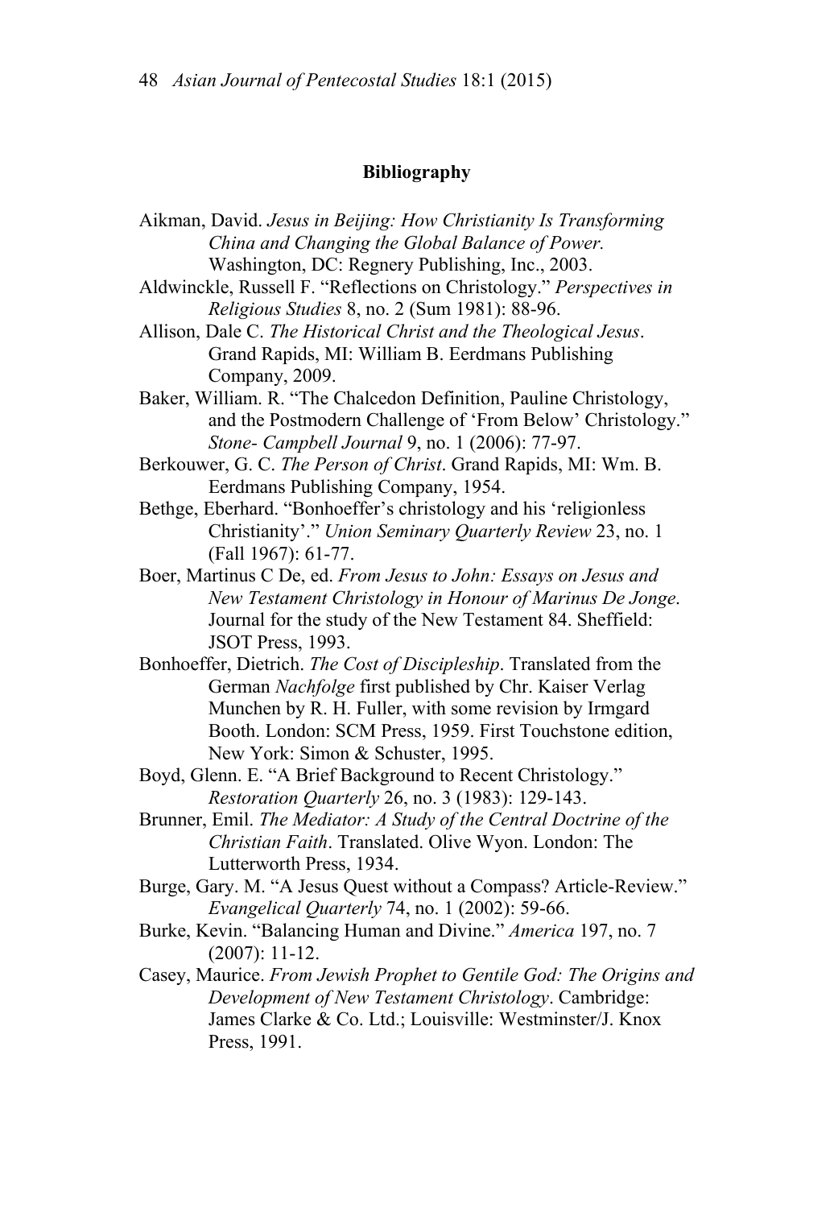**Bibliography**

Aikman, David. *Jesus in Beijing: How Christianity Is Transforming China and Changing the Global Balance of Power.* Washington, DC: Regnery Publishing, Inc., 2003.

Aldwinckle, Russell F. "Reflections on Christology." *Perspectives in Religious Studies* 8, no. 2 (Sum 1981): 88-96.

Allison, Dale C. *The Historical Christ and the Theological Jesus*. Grand Rapids, MI: William B. Eerdmans Publishing Company, 2009.

Baker, William. R. "The Chalcedon Definition, Pauline Christology, and the Postmodern Challenge of 'From Below' Christology." *Stone- Campbell Journal* 9, no. 1 (2006): 77-97.

Berkouwer, G. C. *The Person of Christ*. Grand Rapids, MI: Wm. B. Eerdmans Publishing Company, 1954.

Bethge, Eberhard. "Bonhoeffer's christology and his 'religionless Christianity'." *Union Seminary Quarterly Review* 23, no. 1 (Fall 1967): 61-77.

Boer, Martinus C De, ed. *From Jesus to John: Essays on Jesus and New Testament Christology in Honour of Marinus De Jonge*. Journal for the study of the New Testament 84. Sheffield: JSOT Press, 1993.

Bonhoeffer, Dietrich. *The Cost of Discipleship*. Translated from the German *Nachfolge* first published by Chr. Kaiser Verlag Munchen by R. H. Fuller, with some revision by Irmgard Booth. London: SCM Press, 1959. First Touchstone edition, New York: Simon & Schuster, 1995.

Boyd, Glenn. E. "A Brief Background to Recent Christology." *Restoration Quarterly* 26, no. 3 (1983): 129-143.

Brunner, Emil. *The Mediator: A Study of the Central Doctrine of the Christian Faith*. Translated. Olive Wyon. London: The Lutterworth Press, 1934.

Burge, Gary. M. "A Jesus Quest without a Compass? Article-Review." *Evangelical Quarterly* 74, no. 1 (2002): 59-66.

Burke, Kevin. "Balancing Human and Divine." *America* 197, no. 7 (2007): 11-12.

Casey, Maurice. *From Jewish Prophet to Gentile God: The Origins and Development of New Testament Christology*. Cambridge: James Clarke & Co. Ltd.; Louisville: Westminster/J. Knox Press, 1991.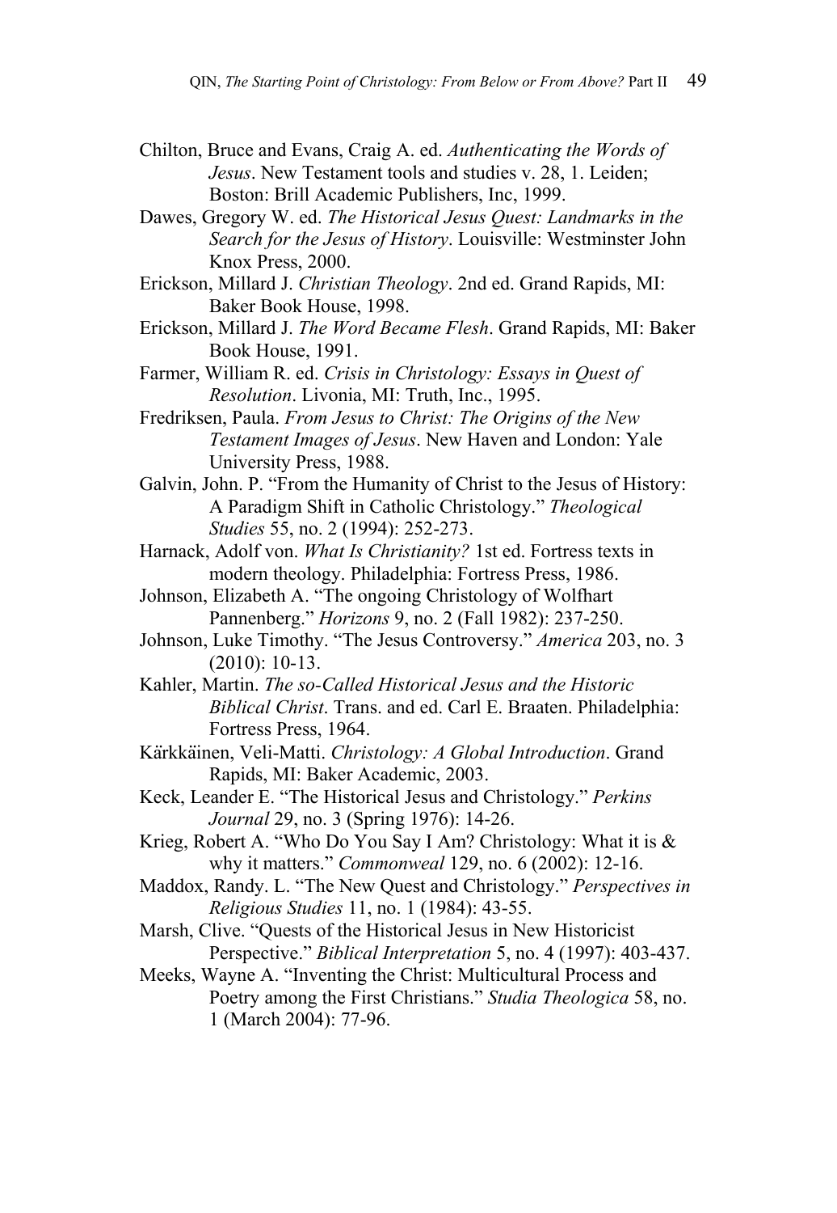Chilton, Bruce and Evans, Craig A. ed. *Authenticating the Words of Jesus*. New Testament tools and studies v. 28, 1. Leiden; Boston: Brill Academic Publishers, Inc, 1999.

Dawes, Gregory W. ed. *The Historical Jesus Quest: Landmarks in the Search for the Jesus of History*. Louisville: Westminster John Knox Press, 2000.

Erickson, Millard J. *Christian Theology*. 2nd ed. Grand Rapids, MI: Baker Book House, 1998.

Erickson, Millard J. *The Word Became Flesh*. Grand Rapids, MI: Baker Book House, 1991.

Farmer, William R. ed. *Crisis in Christology: Essays in Quest of Resolution*. Livonia, MI: Truth, Inc., 1995.

Fredriksen, Paula. *From Jesus to Christ: The Origins of the New Testament Images of Jesus*. New Haven and London: Yale University Press, 1988.

Galvin, John. P. "From the Humanity of Christ to the Jesus of History: A Paradigm Shift in Catholic Christology." *Theological Studies* 55, no. 2 (1994): 252-273.

Harnack, Adolf von. *What Is Christianity?* 1st ed. Fortress texts in modern theology. Philadelphia: Fortress Press, 1986.

Johnson, Elizabeth A. "The ongoing Christology of Wolfhart Pannenberg." *Horizons* 9, no. 2 (Fall 1982): 237-250.

Johnson, Luke Timothy. "The Jesus Controversy." *America* 203, no. 3 (2010): 10-13.

Kahler, Martin. *The so-Called Historical Jesus and the Historic Biblical Christ*. Trans. and ed. Carl E. Braaten. Philadelphia: Fortress Press, 1964.

Kärkkäinen, Veli-Matti. *Christology: A Global Introduction*. Grand Rapids, MI: Baker Academic, 2003.

Keck, Leander E. "The Historical Jesus and Christology." *Perkins Journal* 29, no. 3 (Spring 1976): 14-26.

Krieg, Robert A. "Who Do You Say I Am? Christology: What it is & why it matters." *Commonweal* 129, no. 6 (2002): 12-16.

Maddox, Randy. L. "The New Quest and Christology." *Perspectives in Religious Studies* 11, no. 1 (1984): 43-55.

Marsh, Clive. "Quests of the Historical Jesus in New Historicist Perspective." *Biblical Interpretation* 5, no. 4 (1997): 403-437.

Meeks, Wayne A. "Inventing the Christ: Multicultural Process and Poetry among the First Christians." *Studia Theologica* 58, no. 1 (March 2004): 77-96.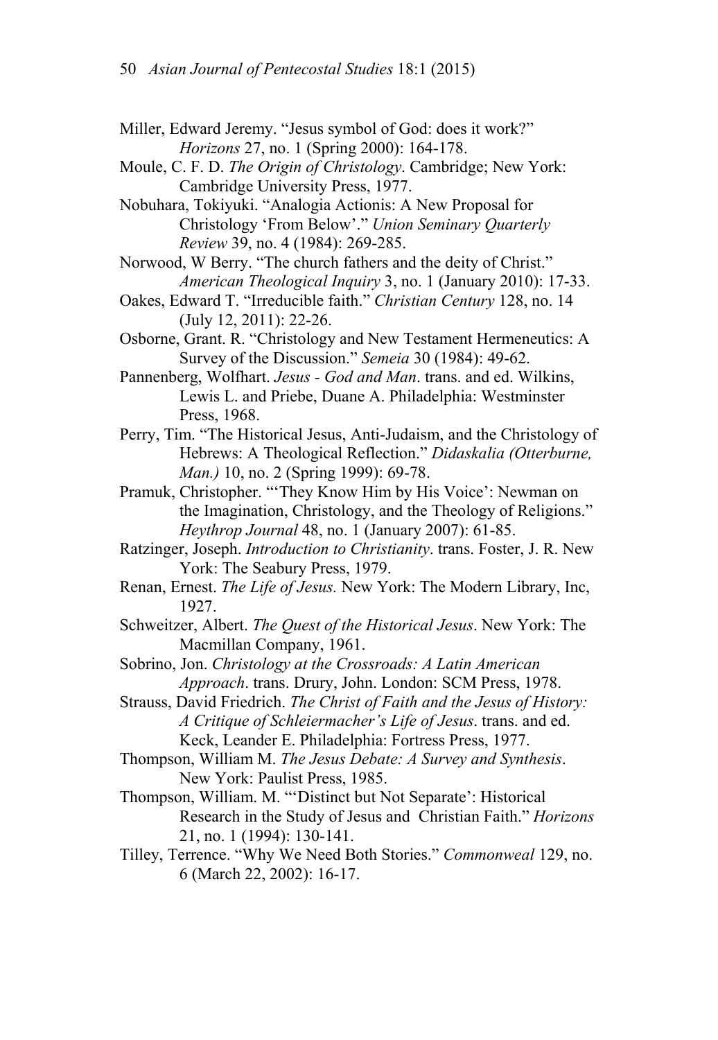Miller, Edward Jeremy. "Jesus symbol of God: does it work?" *Horizons* 27, no. 1 (Spring 2000): 164-178.

Moule, C. F. D. *The Origin of Christology*. Cambridge; New York: Cambridge University Press, 1977.

Nobuhara, Tokiyuki. "Analogia Actionis: A New Proposal for Christology 'From Below'." *Union Seminary Quarterly Review* 39, no. 4 (1984): 269-285.

Norwood, W Berry. "The church fathers and the deity of Christ." *American Theological Inquiry* 3, no. 1 (January 2010): 17-33.

Oakes, Edward T. "Irreducible faith." *Christian Century* 128, no. 14 (July 12, 2011): 22-26.

Osborne, Grant. R. "Christology and New Testament Hermeneutics: A Survey of the Discussion." *Semeia* 30 (1984): 49-62.

Pannenberg, Wolfhart. *Jesus - God and Man*. trans. and ed. Wilkins, Lewis L. and Priebe, Duane A. Philadelphia: Westminster Press, 1968.

Perry, Tim. "The Historical Jesus, Anti-Judaism, and the Christology of Hebrews: A Theological Reflection." *Didaskalia (Otterburne, Man.)* 10, no. 2 (Spring 1999): 69-78.

Pramuk, Christopher. "'They Know Him by His Voice': Newman on the Imagination, Christology, and the Theology of Religions." *Heythrop Journal* 48, no. 1 (January 2007): 61-85.

Ratzinger, Joseph. *Introduction to Christianity*. trans. Foster, J. R. New York: The Seabury Press, 1979.

Renan, Ernest. *The Life of Jesus.* New York: The Modern Library, Inc, 1927.

Schweitzer, Albert. *The Quest of the Historical Jesus*. New York: The Macmillan Company, 1961.

Sobrino, Jon. *Christology at the Crossroads: A Latin American Approach*. trans. Drury, John. London: SCM Press, 1978.

Strauss, David Friedrich. *The Christ of Faith and the Jesus of History: A Critique of Schleiermacher's Life of Jesus*. trans. and ed. Keck, Leander E. Philadelphia: Fortress Press, 1977.

Thompson, William M. *The Jesus Debate: A Survey and Synthesis*. New York: Paulist Press, 1985.

Thompson, William. M. "'Distinct but Not Separate': Historical Research in the Study of Jesus and Christian Faith." *Horizons* 21, no. 1 (1994): 130-141.

Tilley, Terrence. "Why We Need Both Stories." *Commonweal* 129, no. 6 (March 22, 2002): 16-17.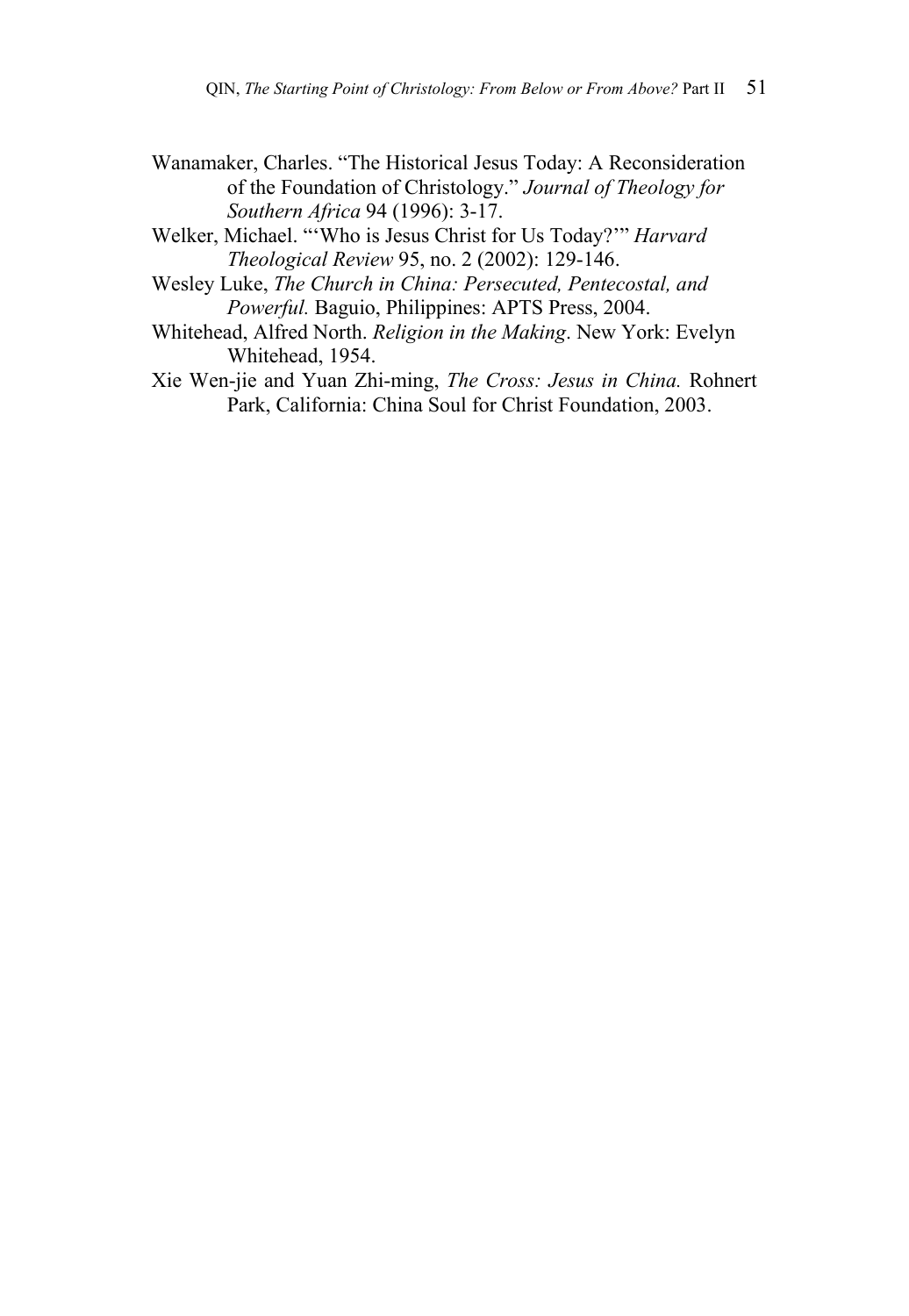Wanamaker, Charles. "The Historical Jesus Today: A Reconsideration of the Foundation of Christology." *Journal of Theology for Southern Africa* 94 (1996): 3-17.

Welker, Michael. "'Who is Jesus Christ for Us Today?'" *Harvard Theological Review* 95, no. 2 (2002): 129-146.

Wesley Luke, *The Church in China: Persecuted, Pentecostal, and Powerful.* Baguio, Philippines: APTS Press, 2004.

Whitehead, Alfred North. *Religion in the Making*. New York: Evelyn Whitehead, 1954.

Xie Wen-jie and Yuan Zhi-ming, *The Cross: Jesus in China.* Rohnert Park, California: China Soul for Christ Foundation, 2003.